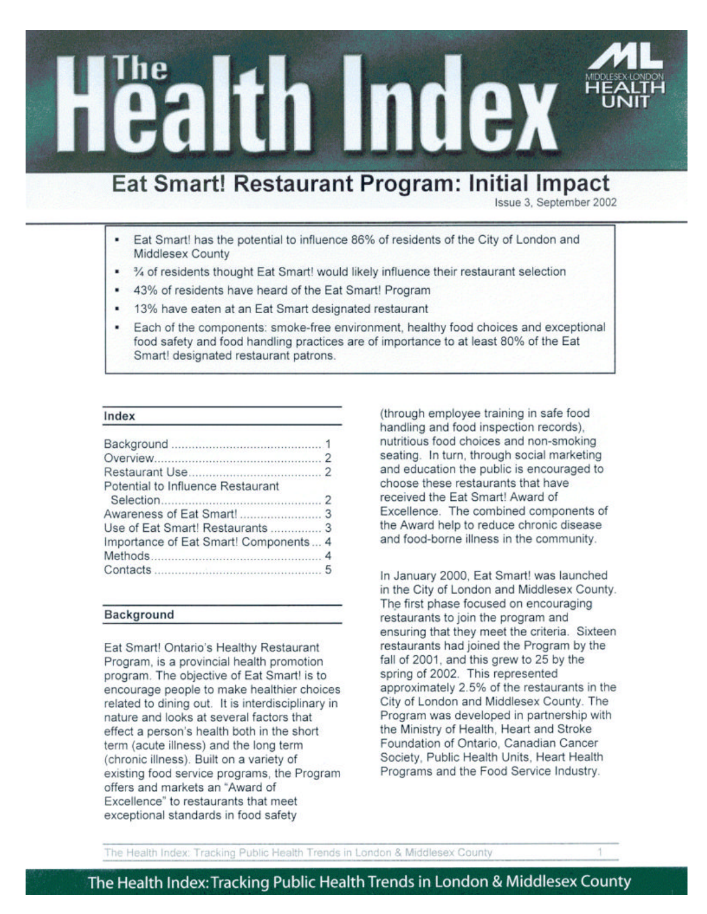# The Health Index

MIDDLESEX-LONDON HEALTH UNIT

## Eat Smart! Restaurant Program: Initial Impact

Issue 3, September 2002

- Eat Smart! has the potential to influence 86% of residents of the City of London and Middlesex County
- ¾ of residents thought Eat Smart! would likely influence their restaurant selection
- 43% of residents have heard of the Eat Smart! Program
- 13% have eaten at an Eat Smart designated restaurant
- Each of the components: smoke-free environment, healthy food choices and exceptional food safety and food handling practices are of importance to at least 80% of the Eat Smart! designated restaurant patrons.

### Index

| | |
|---|---|
| Background | 1 |
| Overview | 2 |
| Restaurant Use | 2 |
| Potential to Influence Restaurant Selection | 2 |
| Awareness of Eat Smart! | 3 |
| Use of Eat Smart! Restaurants | 3 |
| Importance of Eat Smart! Components | 4 |
| Methods | 4 |
| Contacts | 5 |

### Background

Eat Smart! Ontario's Healthy Restaurant Program, is a provincial health promotion program. The objective of Eat Smart! is to encourage people to make healthier choices related to dining out. It is interdisciplinary in nature and looks at several factors that effect a person's health both in the short term (acute illness) and the long term (chronic illness). Built on a variety of existing food service programs, the Program offers and markets an "Award of Excellence" to restaurants that meet exceptional standards in food safety (through employee training in safe food handling and food inspection records), nutritious food choices and non-smoking seating. In turn, through social marketing and education the public is encouraged to choose these restaurants that have received the Eat Smart! Award of Excellence. The combined components of the Award help to reduce chronic disease and food-borne illness in the community.

In January 2000, Eat Smart! was launched in the City of London and Middlesex County. The first phase focused on encouraging restaurants to join the program and ensuring that they meet the criteria. Sixteen restaurants had joined the Program by the fall of 2001, and this grew to 25 by the spring of 2002. This represented approximately 2.5% of the restaurants in the City of London and Middlesex County. The Program was developed in partnership with the Ministry of Health, Heart and Stroke Foundation of Ontario, Canadian Cancer Society, Public Health Units, Heart Health Programs and the Food Service Industry.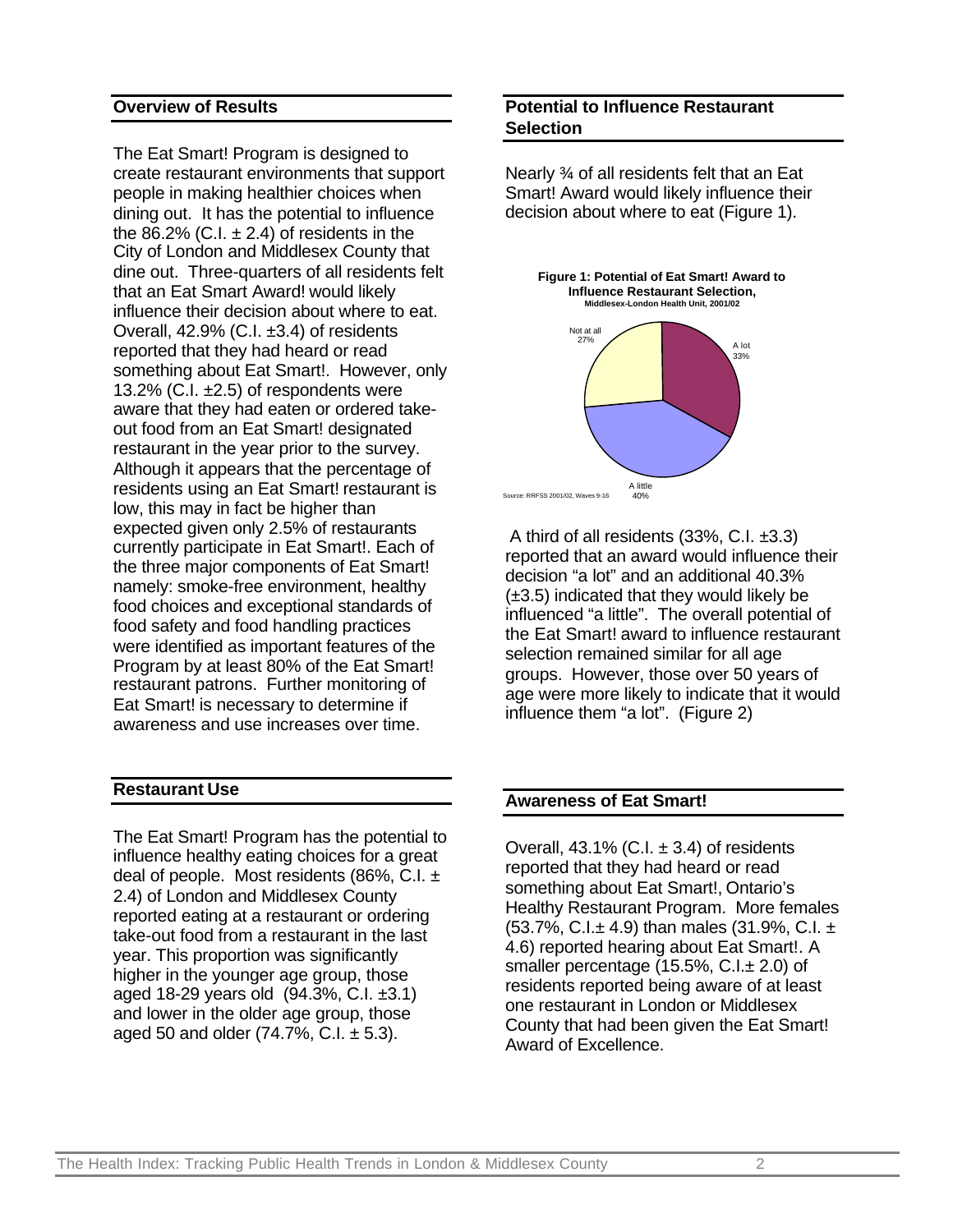## Overview of Results

The Eat Smart! Program is designed to create restaurant environments that support people in making healthier choices when dining out. It has the potential to influence the 86.2% (C.I. ± 2.4) of residents in the City of London and Middlesex County that dine out. Three-quarters of all residents felt that an Eat Smart Award! would likely influence their decision about where to eat. Overall, 42.9% (C.I. ±3.4) of residents reported that they had heard or read something about Eat Smart!. However, only 13.2% (C.I. ±2.5) of respondents were aware that they had eaten or ordered take-out food from an Eat Smart! designated restaurant in the year prior to the survey. Although it appears that the percentage of residents using an Eat Smart! restaurant is low, this may in fact be higher than expected given only 2.5% of restaurants currently participate in Eat Smart!. Each of the three major components of Eat Smart! namely: smoke-free environment, healthy food choices and exceptional standards of food safety and food handling practices were identified as important features of the Program by at least 80% of the Eat Smart! restaurant patrons. Further monitoring of Eat Smart! is necessary to determine if awareness and use increases over time.

## Restaurant Use

The Eat Smart! Program has the potential to influence healthy eating choices for a great deal of people. Most residents (86%, C.I. ± 2.4) of London and Middlesex County reported eating at a restaurant or ordering take-out food from a restaurant in the last year. This proportion was significantly higher in the younger age group, those aged 18-29 years old (94.3%, C.I. ±3.1) and lower in the older age group, those aged 50 and older (74.7%, C.I. ± 5.3).

## Potential to Influence Restaurant Selection

Nearly ¾ of all residents felt that an Eat Smart! Award would likely influence their decision about where to eat (Figure 1).

**Figure 1: Potential of Eat Smart! Award to Influence Restaurant Selection,**
**Middlesex-London Health Unit, 2001/02**

| Response | Percent |
|---|---|
| A lot | 33% |
| A little | 40% |
| Not at all | 27% |

Source: RRFSS 2001/02, Waves 9-16

A third of all residents (33%, C.I. ±3.3) reported that an award would influence their decision "a lot" and an additional 40.3% (±3.5) indicated that they would likely be influenced "a little". The overall potential of the Eat Smart! award to influence restaurant selection remained similar for all age groups. However, those over 50 years of age were more likely to indicate that it would influence them "a lot". (Figure 2)

## Awareness of Eat Smart!

Overall, 43.1% (C.I. ± 3.4) of residents reported that they had heard or read something about Eat Smart!, Ontario's Healthy Restaurant Program. More females (53.7%, C.I.± 4.9) than males (31.9%, C.I. ± 4.6) reported hearing about Eat Smart!. A smaller percentage (15.5%, C.I.± 2.0) of residents reported being aware of at least one restaurant in London or Middlesex County that had been given the Eat Smart! Award of Excellence.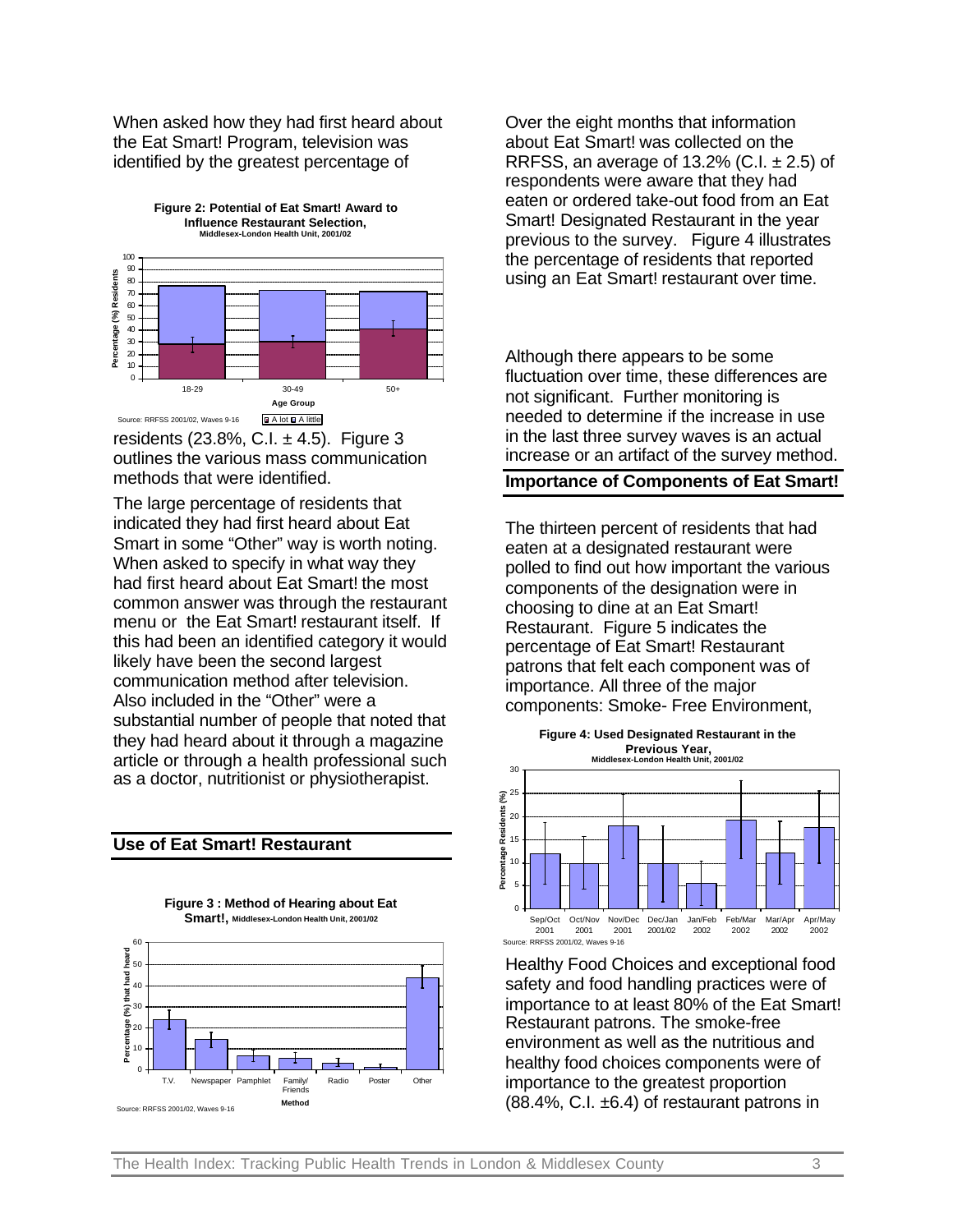When asked how they had first heard about the Eat Smart! Program, television was identified by the greatest percentage of residents (23.8%, C.I. ± 4.5). Figure 3 outlines the various mass communication methods that were identified.

**Figure 2: Potential of Eat Smart! Award to Influence Restaurant Selection, Middlesex-London Health Unit, 2001/02**

Source: RRFSS 2001/02, Waves 9-16

The large percentage of residents that indicated they had first heard about Eat Smart in some "Other" way is worth noting. When asked to specify in what way they had first heard about Eat Smart! the most common answer was through the restaurant menu or the Eat Smart! restaurant itself. If this had been an identified category it would likely have been the second largest communication method after television. Also included in the "Other" were a substantial number of people that noted that they had heard about it through a magazine article or through a health professional such as a doctor, nutritionist or physiotherapist.

## Use of Eat Smart! Restaurant

**Figure 3 : Method of Hearing about Eat Smart!, Middlesex-London Health Unit, 2001/02**

Source: RRFSS 2001/02, Waves 9-16

Over the eight months that information about Eat Smart! was collected on the RRFSS, an average of 13.2% (C.I. ± 2.5) of respondents were aware that they had eaten or ordered take-out food from an Eat Smart! Designated Restaurant in the year previous to the survey. Figure 4 illustrates the percentage of residents that reported using an Eat Smart! restaurant over time.

Although there appears to be some fluctuation over time, these differences are not significant. Further monitoring is needed to determine if the increase in use in the last three survey waves is an actual increase or an artifact of the survey method.

## Importance of Components of Eat Smart!

The thirteen percent of residents that had eaten at a designated restaurant were polled to find out how important the various components of the designation were in choosing to dine at an Eat Smart! Restaurant. Figure 5 indicates the percentage of Eat Smart! Restaurant patrons that felt each component was of importance. All three of the major components: Smoke- Free Environment, Healthy Food Choices and exceptional food safety and food handling practices were of importance to at least 80% of the Eat Smart! Restaurant patrons. The smoke-free environment as well as the nutritious and healthy food choices components were of importance to the greatest proportion (88.4%, C.I. ±6.4) of restaurant patrons in

**Figure 4: Used Designated Restaurant in the Previous Year, Middlesex-London Health Unit, 2001/02**

Source: RRFSS 2001/02, Waves 9-16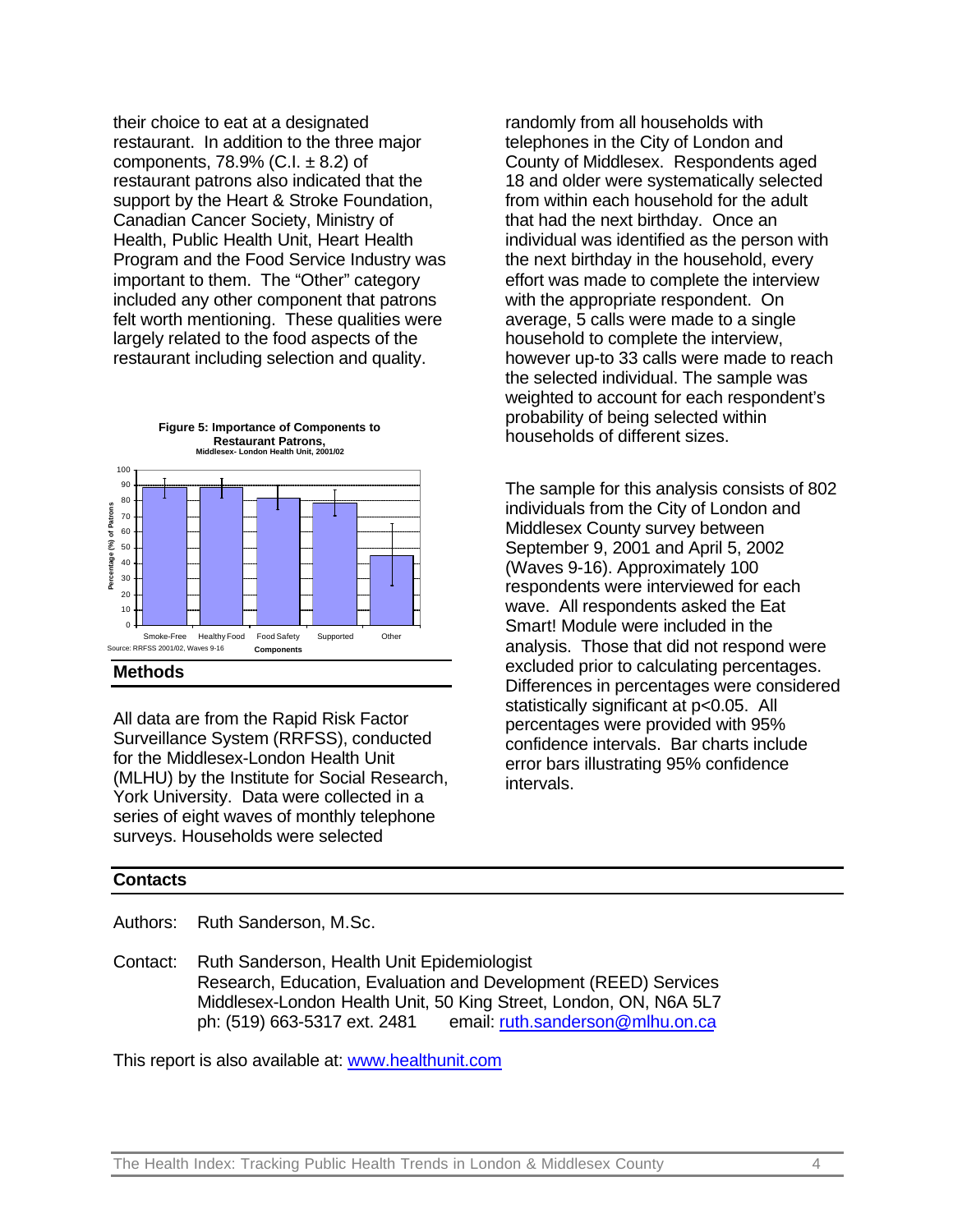their choice to eat at a designated restaurant. In addition to the three major components, 78.9% (C.I. ± 8.2) of restaurant patrons also indicated that the support by the Heart & Stroke Foundation, Canadian Cancer Society, Ministry of Health, Public Health Unit, Heart Health Program and the Food Service Industry was important to them. The "Other" category included any other component that patrons felt worth mentioning. These qualities were largely related to the food aspects of the restaurant including selection and quality.

**Figure 5: Importance of Components to Restaurant Patrons,**
**Middlesex- London Health Unit, 2001/02**

Source: RRFSS 2001/02, Waves 9-16

## Methods

All data are from the Rapid Risk Factor Surveillance System (RRFSS), conducted for the Middlesex-London Health Unit (MLHU) by the Institute for Social Research, York University. Data were collected in a series of eight waves of monthly telephone surveys. Households were selected randomly from all households with telephones in the City of London and County of Middlesex. Respondents aged 18 and older were systematically selected from within each household for the adult that had the next birthday. Once an individual was identified as the person with the next birthday in the household, every effort was made to complete the interview with the appropriate respondent. On average, 5 calls were made to a single household to complete the interview, however up-to 33 calls were made to reach the selected individual. The sample was weighted to account for each respondent's probability of being selected within households of different sizes.

The sample for this analysis consists of 802 individuals from the City of London and Middlesex County survey between September 9, 2001 and April 5, 2002 (Waves 9-16). Approximately 100 respondents were interviewed for each wave. All respondents asked the Eat Smart! Module were included in the analysis. Those that did not respond were excluded prior to calculating percentages. Differences in percentages were considered statistically significant at $p<0.05$. All percentages were provided with 95% confidence intervals. Bar charts include error bars illustrating 95% confidence intervals.

## Contacts

Authors: Ruth Sanderson, M.Sc.

Contact: Ruth Sanderson, Health Unit Epidemiologist
Research, Education, Evaluation and Development (REED) Services
Middlesex-London Health Unit, 50 King Street, London, ON, N6A 5L7
ph: (519) 663-5317 ext. 2481 email: ruth.sanderson@mlhu.on.ca

This report is also available at: www.healthunit.com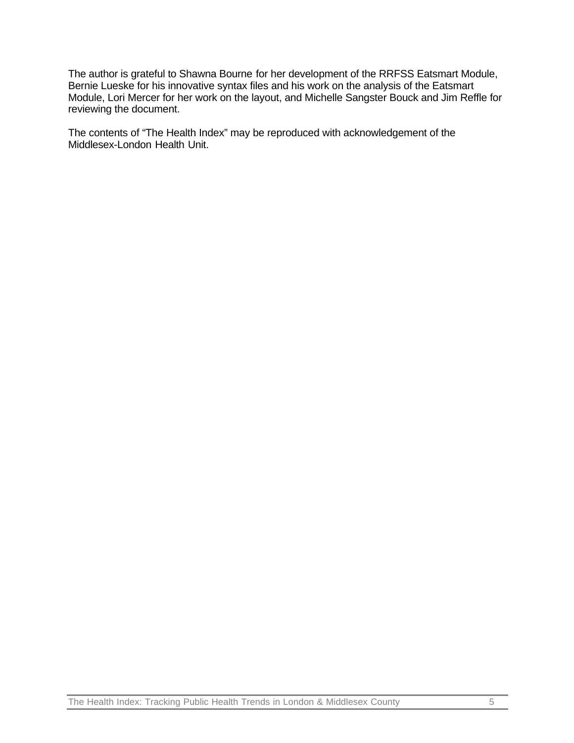The author is grateful to Shawna Bourne for her development of the RRFSS Eatsmart Module, Bernie Lueske for his innovative syntax files and his work on the analysis of the Eatsmart Module, Lori Mercer for her work on the layout, and Michelle Sangster Bouck and Jim Reffle for reviewing the document.

The contents of "The Health Index" may be reproduced with acknowledgement of the Middlesex-London Health Unit.